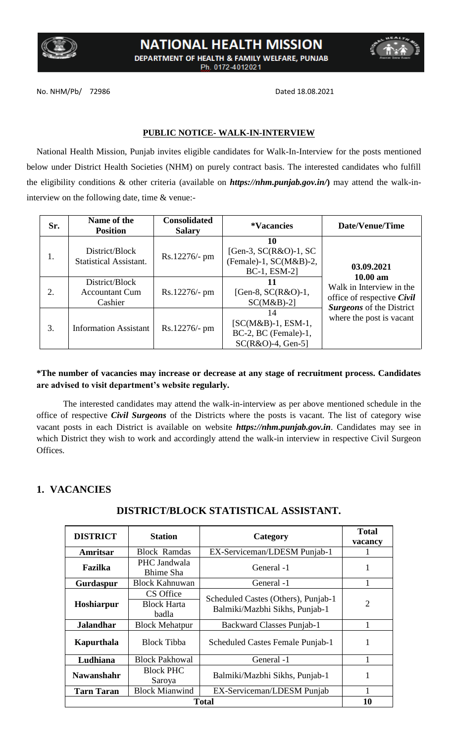# NATIONAL HEALTH MISSION

DEPARTMENT OF HEALTH & FAMILY WELFARE, PUNJAB

Ph. 0172-4012021

No. NHM/Pb/ 72986 Dated 18.08.2021

## PUBLIC NOTICE- WALK-IN-INTERVIEW

National Health Mission, Punjab invites eligible candidates for Walk-In-Interview for the posts mentioned below under District Health Societies (NHM) on purely contract basis. The interested candidates who fulfill the eligibility conditions & other criteria (available on ***https://nhm.punjab.gov.in/***) may attend the walk-in-interview on the following date, time & venue:-

| Sr. | Name of the Position | Consolidated Salary | *Vacancies | Date/Venue/Time |
|---|---|---|---|---|
| 1. | District/Block Statistical Assistant. | Rs.12276/- pm | **10** [Gen-3, SC(R&O)-1, SC (Female)-1, SC(M&B)-2, BC-1, ESM-2] | **03.09.2021** **10.00 am** Walk in Interview in the office of respective ***Civil Surgeons*** of the District where the post is vacant |
| 2. | District/Block Accountant Cum Cashier | Rs.12276/- pm | **11** [Gen-8, SC(R&O)-1, SC(M&B)-2] | |
| 3. | Information Assistant | Rs.12276/- pm | 14 [SC(M&B)-1, ESM-1, BC-2, BC (Female)-1, SC(R&O)-4, Gen-5] | |

**\*The number of vacancies may increase or decrease at any stage of recruitment process. Candidates are advised to visit department's website regularly.**

The interested candidates may attend the walk-in-interview as per above mentioned schedule in the office of respective ***Civil Surgeons*** of the Districts where the posts is vacant. The list of category wise vacant posts in each District is available on website ***https://nhm.punjab.gov.in***. Candidates may see in which District they wish to work and accordingly attend the walk-in interview in respective Civil Surgeon Offices.

## 1. VACANCIES

### DISTRICT/BLOCK STATISTICAL ASSISTANT.

| DISTRICT | Station | Category | Total vacancy |
|---|---|---|---|
| **Amritsar** | Block Ramdas | EX-Serviceman/LDESM Punjab-1 | 1 |
| **Fazilka** | PHC Jandwala Bhime Sha | General -1 | 1 |
| **Gurdaspur** | Block Kahnuwan | General -1 | 1 |
| **Hoshiarpur** | CS Office<br>Block Harta badla | Scheduled Castes (Others), Punjab-1<br>Balmiki/Mazbhi Sikhs, Punjab-1 | 2 |
| **Jalandhar** | Block Mehatpur | Backward Classes Punjab-1 | 1 |
| **Kapurthala** | Block Tibba | Scheduled Castes Female Punjab-1 | 1 |
| **Ludhiana** | Block Pakhowal | General -1 | 1 |
| **Nawanshahr** | Block PHC Saroya | Balmiki/Mazbhi Sikhs, Punjab-1 | 1 |
| **Tarn Taran** | Block Mianwind | EX-Serviceman/LDESM Punjab | 1 |
| **Total** | | | **10** |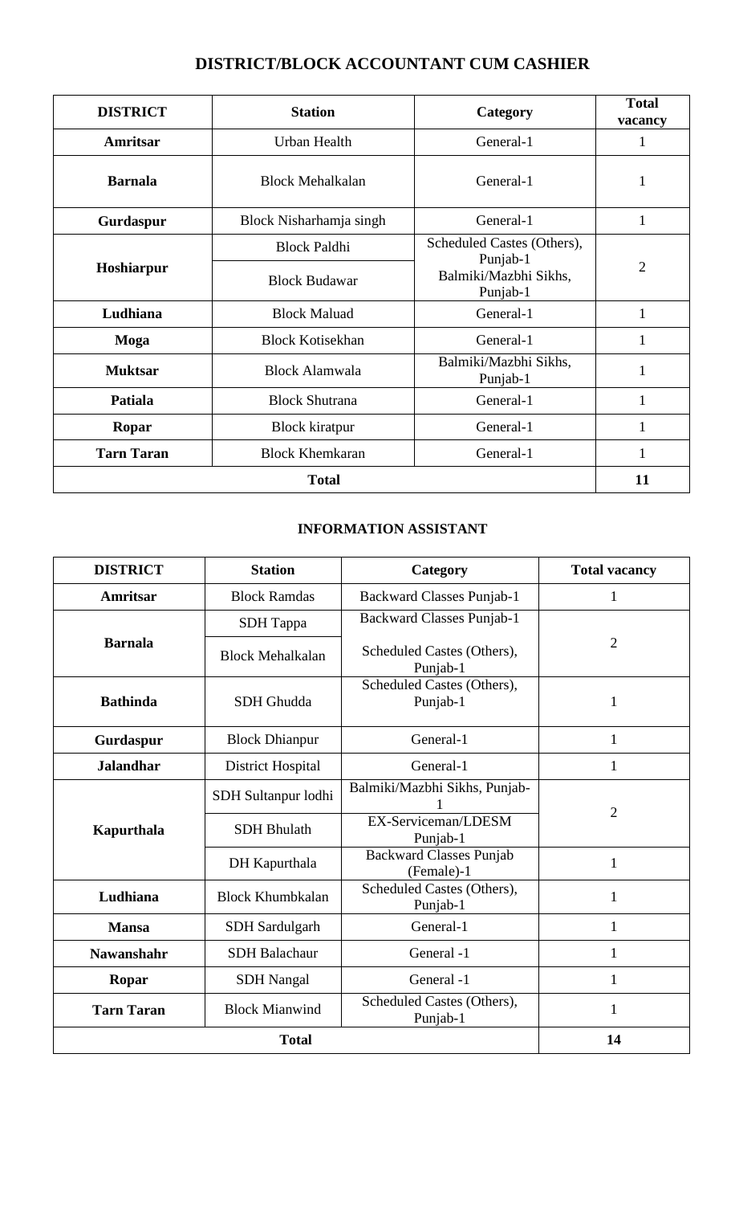## DISTRICT/BLOCK ACCOUNTANT CUM CASHIER

| DISTRICT | Station | Category | Total vacancy |
|---|---|---|---|
| Amritsar | Urban Health | General-1 | 1 |
| Barnala | Block Mehalkalan | General-1 | 1 |
| Gurdaspur | Block Nisharhamja singh | General-1 | 1 |
| Hoshiarpur | Block Paldhi | Scheduled Castes (Others), Punjab-1 | 2 |
| | Block Budawar | Balmiki/Mazbhi Sikhs, Punjab-1 | |
| Ludhiana | Block Maluad | General-1 | 1 |
| Moga | Block Kotisekhan | General-1 | 1 |
| Muktsar | Block Alamwala | Balmiki/Mazbhi Sikhs, Punjab-1 | 1 |
| Patiala | Block Shutrana | General-1 | 1 |
| Ropar | Block kiratpur | General-1 | 1 |
| Tarn Taran | Block Khemkaran | General-1 | 1 |
| Total | | | 11 |

### INFORMATION ASSISTANT

| DISTRICT | Station | Category | Total vacancy |
|---|---|---|---|
| Amritsar | Block Ramdas | Backward Classes Punjab-1 | 1 |
| Barnala | SDH Tappa | Backward Classes Punjab-1 | 2 |
| | Block Mehalkalan | Scheduled Castes (Others), Punjab-1 | |
| Bathinda | SDH Ghudda | Scheduled Castes (Others), Punjab-1 | 1 |
| Gurdaspur | Block Dhianpur | General-1 | 1 |
| Jalandhar | District Hospital | General-1 | 1 |
| Kapurthala | SDH Sultanpur lodhi | Balmiki/Mazbhi Sikhs, Punjab-1 | 2 |
| | SDH Bhulath | EX-Serviceman/LDESM Punjab-1 | |
| | DH Kapurthala | Backward Classes Punjab (Female)-1 | 1 |
| Ludhiana | Block Khumbkalan | Scheduled Castes (Others), Punjab-1 | 1 |
| Mansa | SDH Sardulgarh | General-1 | 1 |
| Nawanshahr | SDH Balachaur | General -1 | 1 |
| Ropar | SDH Nangal | General -1 | 1 |
| Tarn Taran | Block Mianwind | Scheduled Castes (Others), Punjab-1 | 1 |
| Total | | | 14 |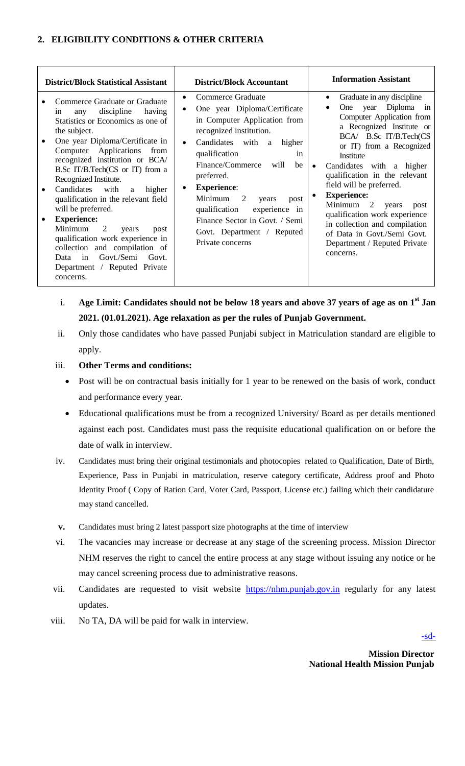## 2. ELIGIBILITY CONDITIONS & OTHER CRITERIA

| District/Block Statistical Assistant | District/Block Accountant | Information Assistant |
|---|---|---|
| • Commerce Graduate or Graduate in any discipline having Statistics or Economics as one of the subject.<br>• One year Diploma/Certificate in Computer Applications from recognized institution or BCA/ B.Sc IT/B.Tech(CS or IT) from a Recognized Institute.<br>• Candidates with a higher qualification in the relevant field will be preferred.<br>• **Experience:** Minimum 2 years post qualification work experience in collection and compilation of Data in Govt./Semi Govt. Department / Reputed Private concerns. | • Commerce Graduate<br>• One year Diploma/Certificate in Computer Application from recognized institution.<br>• Candidates with a higher qualification in Finance/Commerce will be preferred.<br>• **Experience**: Minimum 2 years post qualification experience in Finance Sector in Govt. / Semi Govt. Department / Reputed Private concerns | • Graduate in any discipline<br>• One year Diploma in Computer Application from a Recognized Institute or BCA/ B.Sc IT/B.Tech(CS or IT) from a Recognized Institute<br>• Candidates with a higher qualification in the relevant field will be preferred.<br>• **Experience:** Minimum 2 years post qualification work experience in collection and compilation of Data in Govt./Semi Govt. Department / Reputed Private concerns. |

i. **Age Limit: Candidates should not be below 18 years and above 37 years of age as on 1st Jan 2021. (01.01.2021). Age relaxation as per the rules of Punjab Government.**

ii. Only those candidates who have passed Punjabi subject in Matriculation standard are eligible to apply.

iii. **Other Terms and conditions:**

- Post will be on contractual basis initially for 1 year to be renewed on the basis of work, conduct and performance every year.
- Educational qualifications must be from a recognized University/ Board as per details mentioned against each post. Candidates must pass the requisite educational qualification on or before the date of walk in interview.

iv. Candidates must bring their original testimonials and photocopies related to Qualification, Date of Birth, Experience, Pass in Punjabi in matriculation, reserve category certificate, Address proof and Photo Identity Proof ( Copy of Ration Card, Voter Card, Passport, License etc.) failing which their candidature may stand cancelled.

**v.** Candidates must bring 2 latest passport size photographs at the time of interview

vi. The vacancies may increase or decrease at any stage of the screening process. Mission Director NHM reserves the right to cancel the entire process at any stage without issuing any notice or he may cancel screening process due to administrative reasons.

vii. Candidates are requested to visit website https://nhm.punjab.gov.in regularly for any latest updates.

viii. No TA, DA will be paid for walk in interview.

-sd-

**Mission Director**
**National Health Mission Punjab**